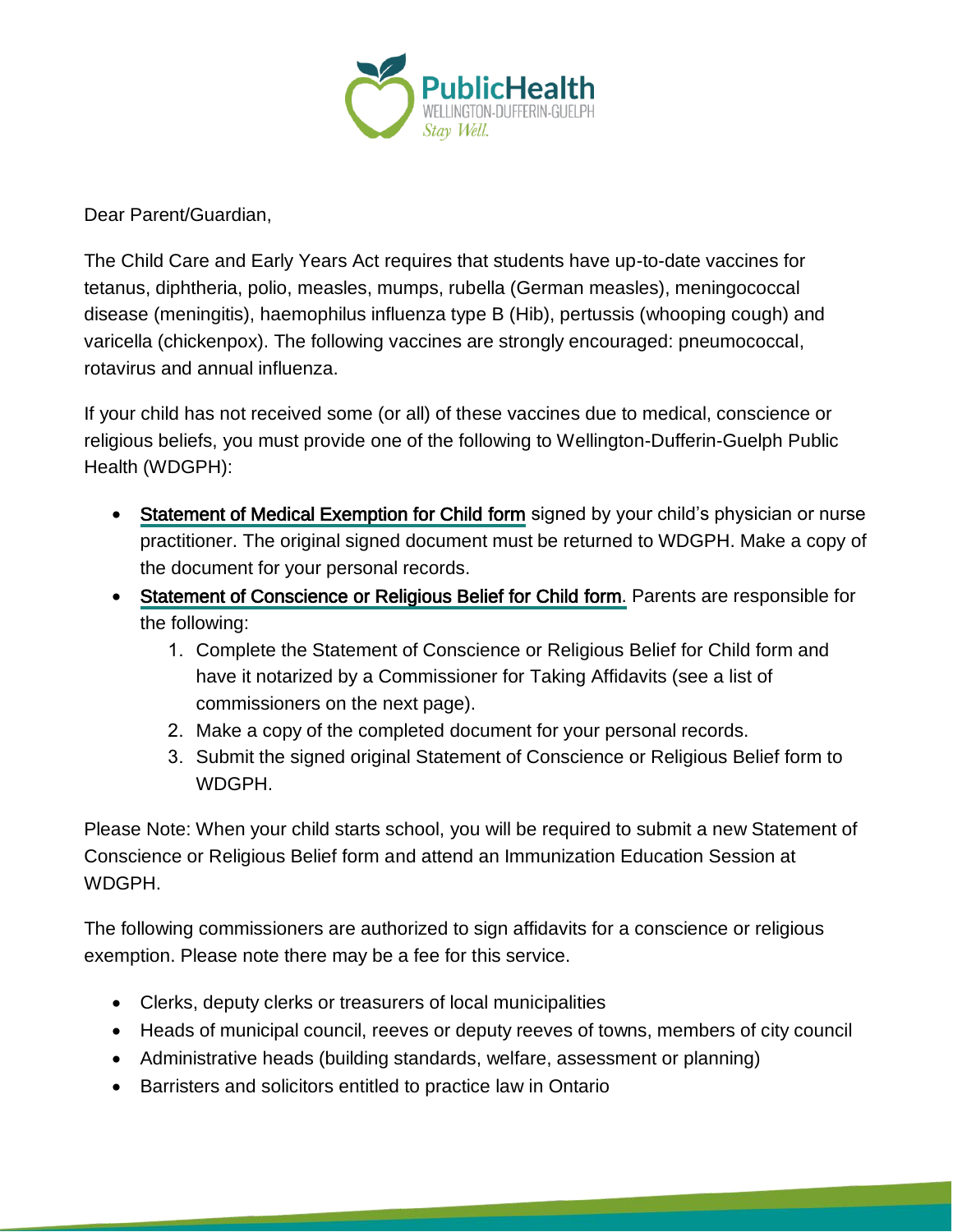Dear Parent/Guardian,

The Child Care and Early Years Act requires that students have up-to-date vaccines for tetanus, diphtheria, polio, measles, mumps, rubella (German measles), meningococcal disease (meningitis), haemophilus influenza type B (Hib), pertussis (whooping cough) and varicella (chickenpox). The following vaccines are strongly encouraged: pneumococcal, rotavirus and annual influenza.

If your child has not received some (or all) of these vaccines due to medical, conscience or religious beliefs, you must provide one of the following to Wellington-Dufferin-Guelph Public Health (WDGPH):

- Statement of Medical Exemption for Child form signed by your child's physician or nurse practitioner. The original signed document must be returned to WDGPH. Make a copy of the document for your personal records.
- Statement of Conscience or Religious Belief for Child form. Parents are responsible for the following:
  1. Complete the Statement of Conscience or Religious Belief for Child form and have it notarized by a Commissioner for Taking Affidavits (see a list of commissioners on the next page).
  2. Make a copy of the completed document for your personal records.
  3. Submit the signed original Statement of Conscience or Religious Belief form to WDGPH.

Please Note: When your child starts school, you will be required to submit a new Statement of Conscience or Religious Belief form and attend an Immunization Education Session at WDGPH.

The following commissioners are authorized to sign affidavits for a conscience or religious exemption. Please note there may be a fee for this service.

- Clerks, deputy clerks or treasurers of local municipalities
- Heads of municipal council, reeves or deputy reeves of towns, members of city council
- Administrative heads (building standards, welfare, assessment or planning)
- Barristers and solicitors entitled to practice law in Ontario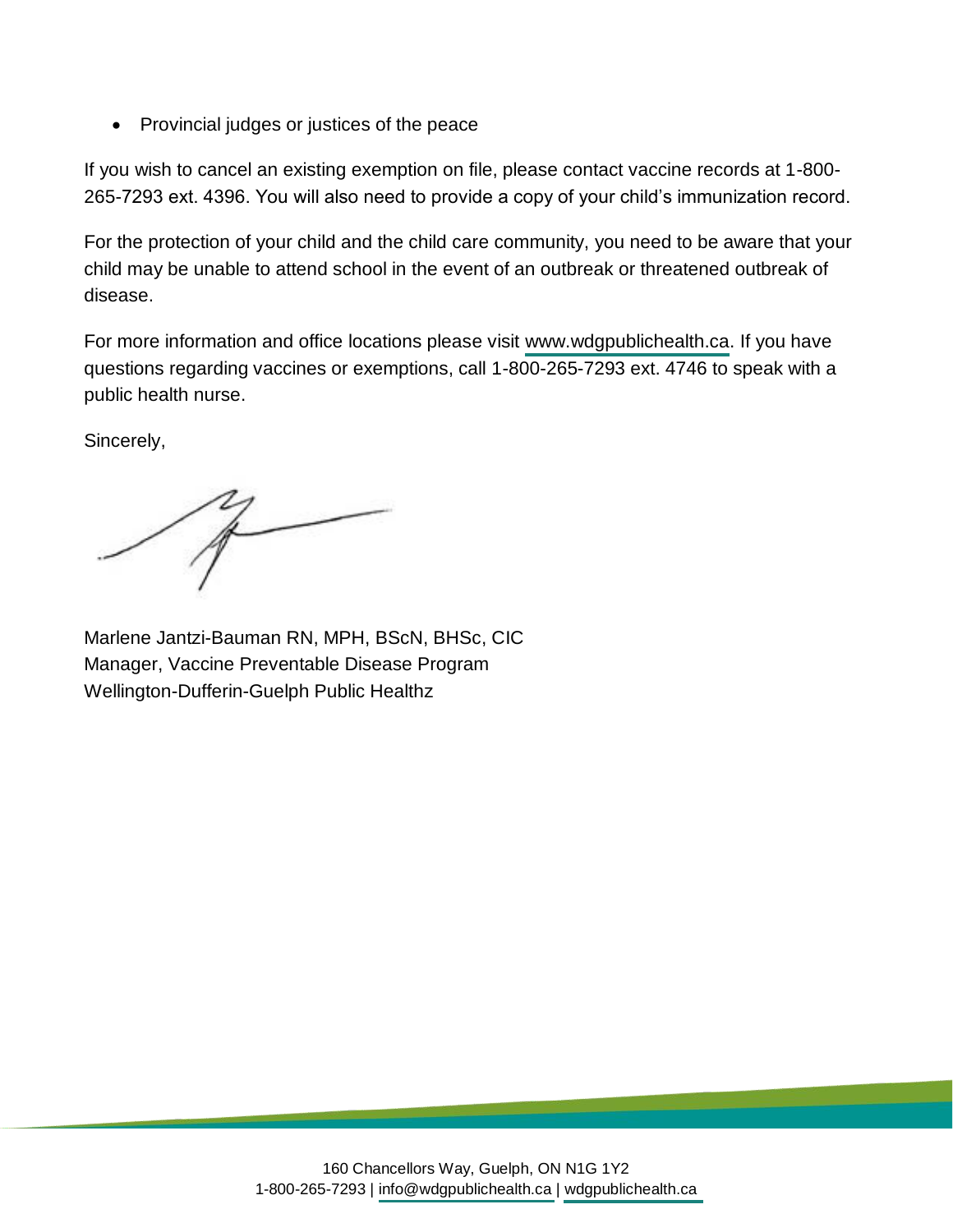- Provincial judges or justices of the peace

If you wish to cancel an existing exemption on file, please contact vaccine records at 1-800-265-7293 ext. 4396. You will also need to provide a copy of your child's immunization record.

For the protection of your child and the child care community, you need to be aware that your child may be unable to attend school in the event of an outbreak or threatened outbreak of disease.

For more information and office locations please visit www.wdgpublichealth.ca. If you have questions regarding vaccines or exemptions, call 1-800-265-7293 ext. 4746 to speak with a public health nurse.

Sincerely,

Marlene Jantzi-Bauman RN, MPH, BScN, BHSc, CIC
Manager, Vaccine Preventable Disease Program
Wellington-Dufferin-Guelph Public Healthz

160 Chancellors Way, Guelph, ON N1G 1Y2
1-800-265-7293 | info@wdgpublichealth.ca | wdgpublichealth.ca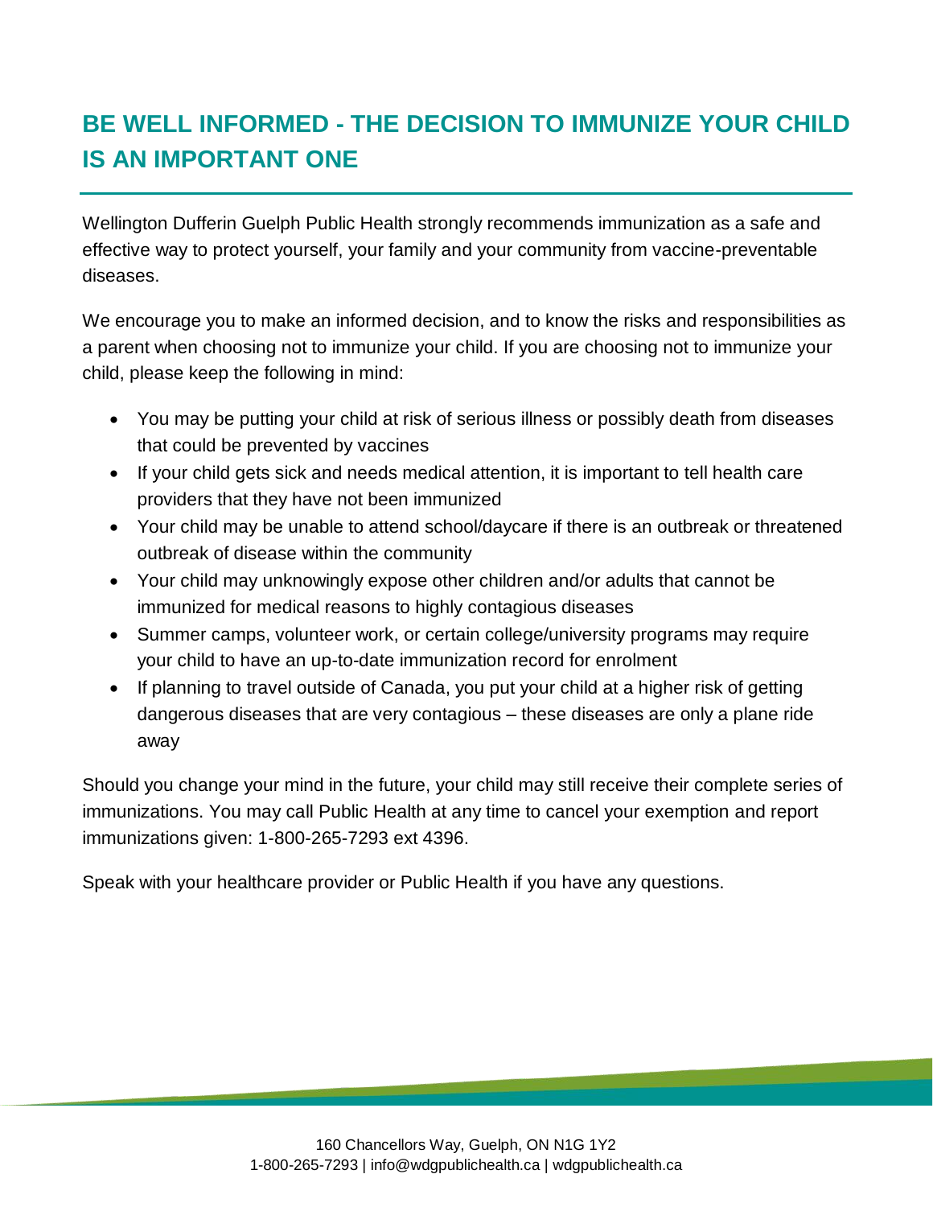# BE WELL INFORMED - THE DECISION TO IMMUNIZE YOUR CHILD IS AN IMPORTANT ONE

Wellington Dufferin Guelph Public Health strongly recommends immunization as a safe and effective way to protect yourself, your family and your community from vaccine-preventable diseases.

We encourage you to make an informed decision, and to know the risks and responsibilities as a parent when choosing not to immunize your child. If you are choosing not to immunize your child, please keep the following in mind:

- You may be putting your child at risk of serious illness or possibly death from diseases that could be prevented by vaccines
- If your child gets sick and needs medical attention, it is important to tell health care providers that they have not been immunized
- Your child may be unable to attend school/daycare if there is an outbreak or threatened outbreak of disease within the community
- Your child may unknowingly expose other children and/or adults that cannot be immunized for medical reasons to highly contagious diseases
- Summer camps, volunteer work, or certain college/university programs may require your child to have an up-to-date immunization record for enrolment
- If planning to travel outside of Canada, you put your child at a higher risk of getting dangerous diseases that are very contagious – these diseases are only a plane ride away

Should you change your mind in the future, your child may still receive their complete series of immunizations. You may call Public Health at any time to cancel your exemption and report immunizations given: 1-800-265-7293 ext 4396.

Speak with your healthcare provider or Public Health if you have any questions.

160 Chancellors Way, Guelph, ON N1G 1Y2
1-800-265-7293 | info@wdgpublichealth.ca | wdgpublichealth.ca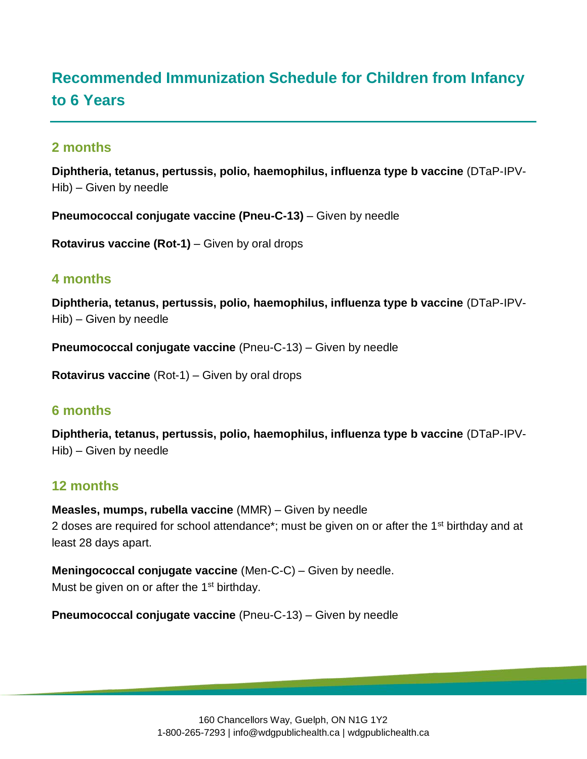# Recommended Immunization Schedule for Children from Infancy to 6 Years

## 2 months

**Diphtheria, tetanus, pertussis, polio, haemophilus, influenza type b vaccine** (DTaP-IPV-Hib) – Given by needle

**Pneumococcal conjugate vaccine (Pneu-C-13)** – Given by needle

**Rotavirus vaccine (Rot-1)** – Given by oral drops

## 4 months

**Diphtheria, tetanus, pertussis, polio, haemophilus, influenza type b vaccine** (DTaP-IPV-Hib) – Given by needle

**Pneumococcal conjugate vaccine** (Pneu-C-13) – Given by needle

**Rotavirus vaccine** (Rot-1) – Given by oral drops

## 6 months

**Diphtheria, tetanus, pertussis, polio, haemophilus, influenza type b vaccine** (DTaP-IPV-Hib) – Given by needle

## 12 months

**Measles, mumps, rubella vaccine** (MMR) – Given by needle
2 doses are required for school attendance*; must be given on or after the 1st birthday and at least 28 days apart.

**Meningococcal conjugate vaccine** (Men-C-C) – Given by needle.
Must be given on or after the 1st birthday.

**Pneumococcal conjugate vaccine** (Pneu-C-13) – Given by needle

160 Chancellors Way, Guelph, ON N1G 1Y2
1-800-265-7293 | info@wdgpublichealth.ca | wdgpublichealth.ca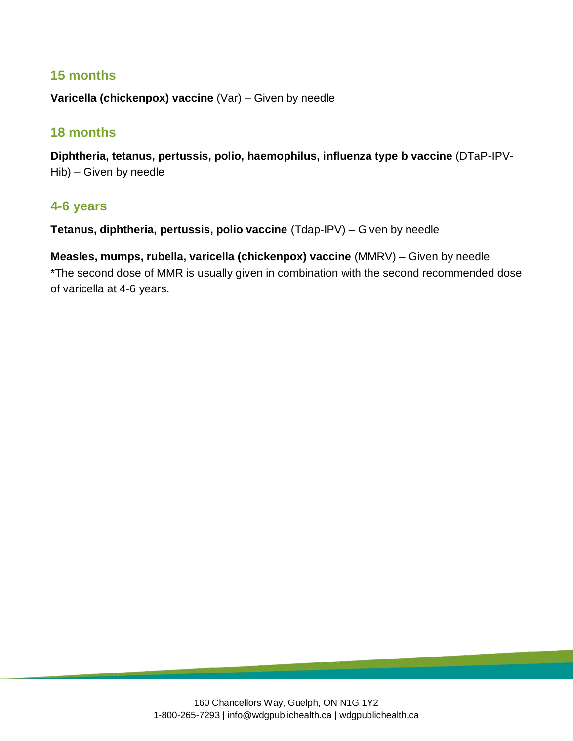## 15 months

**Varicella (chickenpox) vaccine** (Var) – Given by needle

## 18 months

**Diphtheria, tetanus, pertussis, polio, haemophilus, influenza type b vaccine** (DTaP-IPV-Hib) – Given by needle

## 4-6 years

**Tetanus, diphtheria, pertussis, polio vaccine** (Tdap-IPV) – Given by needle

**Measles, mumps, rubella, varicella (chickenpox) vaccine** (MMRV) – Given by needle
*The second dose of MMR is usually given in combination with the second recommended dose of varicella at 4-6 years.

160 Chancellors Way, Guelph, ON N1G 1Y2
1-800-265-7293 | info@wdgpublichealth.ca | wdgpublichealth.ca